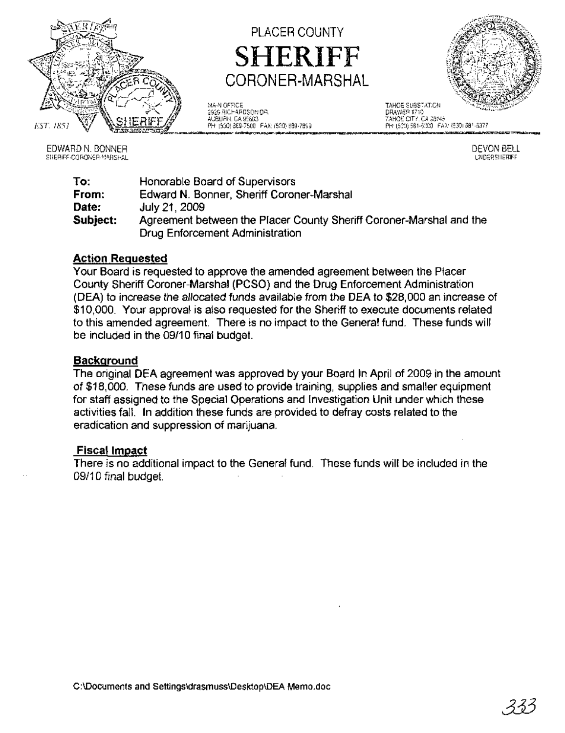# PLACER COUNTY
# SHERIFF
## CORONER-MARSHAL

MAIN OFFICE
2929 RICHARDSON DR.
AUBURN, CA 95603
PH: (530) 889-7800 FAX: (530) 889-7899

TAHOE SUBSTATION
DRAWER 1710
TAHOE CITY, CA 96145
PH: (530) 581-6300 FAX: (530) 581-6377

EST. 1851

EDWARD N. BONNER
SHERIFF-CORONER-MARSHAL

DEVON BELL
UNDERSHERIFF

**To:** Honorable Board of Supervisors
**From:** Edward N. Bonner, Sheriff Coroner-Marshal
**Date:** July 21, 2009
**Subject:** Agreement between the Placer County Sheriff Coroner-Marshal and the Drug Enforcement Administration

### Action Requested

Your Board is requested to approve the amended agreement between the Placer County Sheriff Coroner-Marshal (PCSO) and the Drug Enforcement Administration (DEA) to increase the allocated funds available from the DEA to $28,000 an increase of $10,000. Your approval is also requested for the Sheriff to execute documents related to this amended agreement. There is no impact to the General fund. These funds will be included in the 09/10 final budget.

### Background

The original DEA agreement was approved by your Board In April of 2009 in the amount of $18,000. These funds are used to provide training, supplies and smaller equipment for staff assigned to the Special Operations and Investigation Unit under which these activities fall. In addition these funds are provided to defray costs related to the eradication and suppression of marijuana.

### Fiscal Impact

There is no additional impact to the General fund. These funds will be included in the 09/10 final budget.

C:\Documents and Settings\drasmuss\Desktop\DEA Memo.doc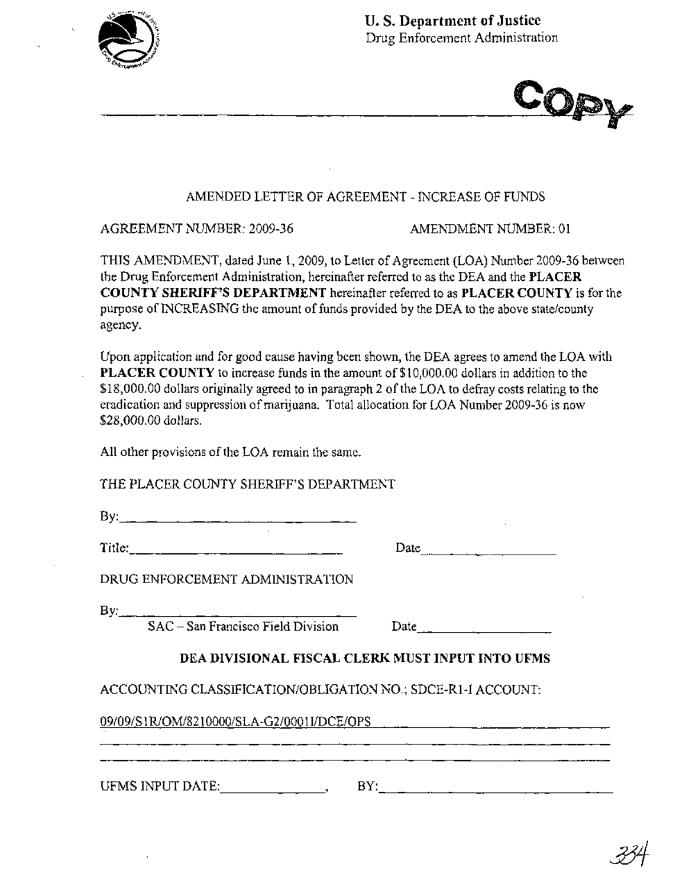**U. S. Department of Justice**
Drug Enforcement Administration

COPY

AMENDED LETTER OF AGREEMENT - INCREASE OF FUNDS

AGREEMENT NUMBER: 2009-36 AMENDMENT NUMBER: 01

THIS AMENDMENT, dated June 1, 2009, to Letter of Agreement (LOA) Number 2009-36 between the Drug Enforcement Administration, hereinafter referred to as the DEA and the **PLACER COUNTY SHERIFF'S DEPARTMENT** hereinafter referred to as **PLACER COUNTY** is for the purpose of INCREASING the amount of funds provided by the DEA to the above state/county agency.

Upon application and for good cause having been shown, the DEA agrees to amend the LOA with **PLACER COUNTY** to increase funds in the amount of $10,000.00 dollars in addition to the $18,000.00 dollars originally agreed to in paragraph 2 of the LOA to defray costs relating to the eradication and suppression of marijuana. Total allocation for LOA Number 2009-36 is now $28,000.00 dollars.

All other provisions of the LOA remain the same.

THE PLACER COUNTY SHERIFF'S DEPARTMENT

By: ______________________________

Title: ______________________________ Date ____________________

DRUG ENFORCEMENT ADMINISTRATION

By: ______________________________
SAC – San Francisco Field Division Date ____________________

**DEA DIVISIONAL FISCAL CLERK MUST INPUT INTO UFMS**

ACCOUNTING CLASSIFICATION/OBLIGATION NO.; SDCE-R1-I ACCOUNT:

09/09/S1R/OM/8210000/SLA-G2/0001I/DCE/OPS

UFMS INPUT DATE: ______________, BY: ______________________________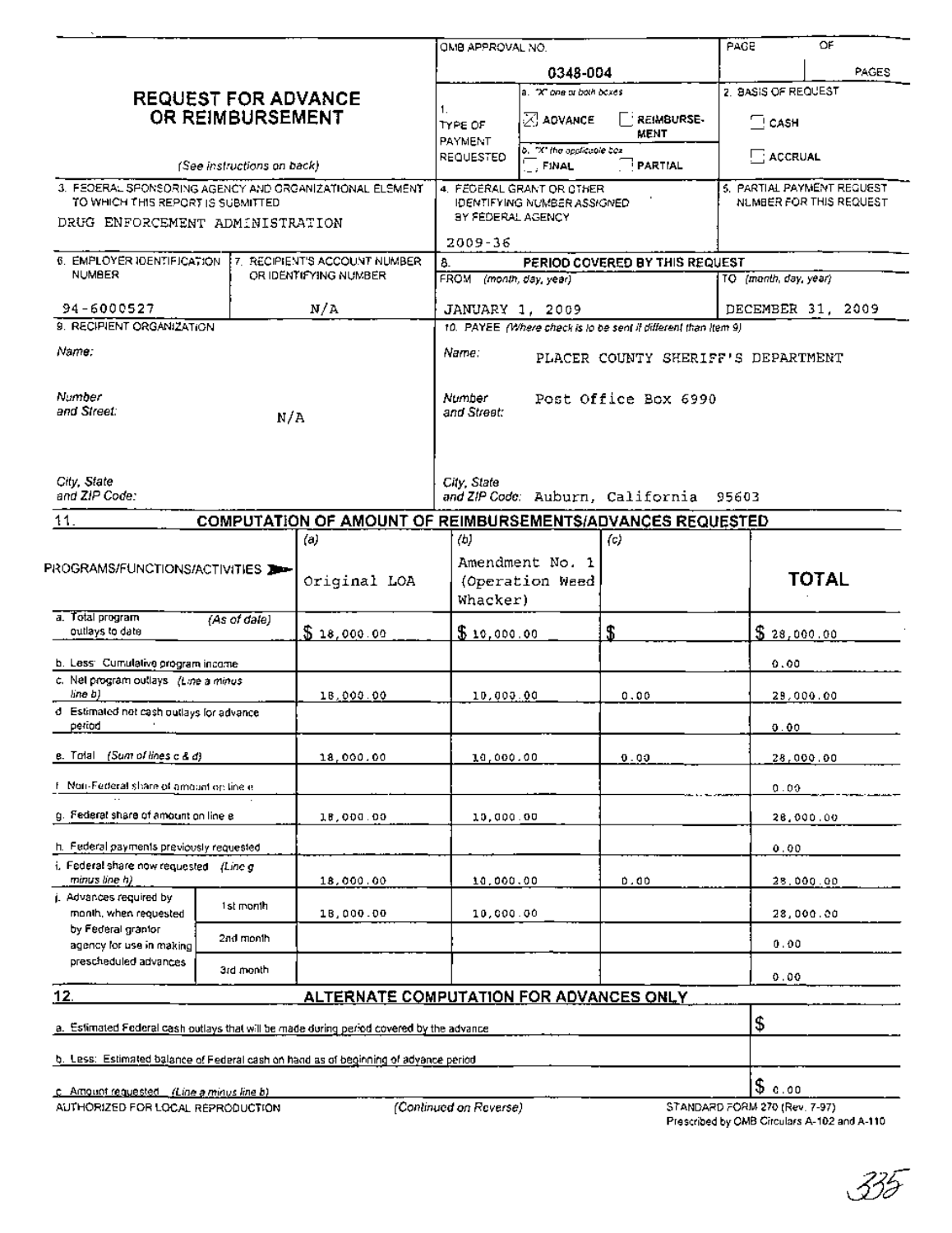# REQUEST FOR ADVANCE OR REIMBURSEMENT

*(See instructions on back)*

| | |
|---|---|
| OMB APPROVAL NO. | 0348-004 |
| PAGE | OF PAGES |
| 1. TYPE OF PAYMENT REQUESTED | a. "X" one or both boxes: [X] ADVANCE [ ] REIMBURSEMENT; b. "X" the applicable box: [ ] FINAL [ ] PARTIAL |
| 2. BASIS OF REQUEST | [ ] CASH [ ] ACCRUAL |
| 3. FEDERAL SPONSORING AGENCY AND ORGANIZATIONAL ELEMENT TO WHICH THIS REPORT IS SUBMITTED | DRUG ENFORCEMENT ADMINISTRATION |
| 4. FEDERAL GRANT OR OTHER IDENTIFYING NUMBER ASSIGNED BY FEDERAL AGENCY | 2009-36 |
| 5. PARTIAL PAYMENT REQUEST NUMBER FOR THIS REQUEST | |
| 6. EMPLOYER IDENTIFICATION NUMBER | 94-6000527 |
| 7. RECIPIENT'S ACCOUNT NUMBER OR IDENTIFYING NUMBER | N/A |
| 8. PERIOD COVERED BY THIS REQUEST | FROM (month, day, year): JANUARY 1, 2009 — TO (month, day, year): DECEMBER 31, 2009 |
| 9. RECIPIENT ORGANIZATION | Name: / Number and Street: N/A / City, State and ZIP Code: |
| 10. PAYEE (Where check is to be sent if different than item 9) | Name: PLACER COUNTY SHERIFF'S DEPARTMENT; Number and Street: Post Office Box 6990; City, State and ZIP Code: Auburn, California 95603 |

## 11. COMPUTATION OF AMOUNT OF REIMBURSEMENTS/ADVANCES REQUESTED

| PROGRAMS/FUNCTIONS/ACTIVITIES | (a) Original LOA | (b) Amendment No. 1 (Operation Weed Whacker) | (c) | TOTAL |
|---|---|---|---|---|
| a. Total program outlays to date (As of date) | $ 18,000.00 | $ 10,000.00 | $ | $ 28,000.00 |
| b. Less: Cumulative program income | | | | 0.00 |
| c. Net program outlays (Line a minus line b) | 18,000.00 | 10,000.00 | 0.00 | 28,000.00 |
| d. Estimated net cash outlays for advance period | | | | 0.00 |
| e. Total (Sum of lines c & d) | 18,000.00 | 10,000.00 | 0.00 | 28,000.00 |
| f. Non-Federal share of amount on line e | | | | 0.00 |
| g. Federal share of amount on line e | 18,000.00 | 10,000.00 | | 28,000.00 |
| h. Federal payments previously requested | | | | 0.00 |
| i. Federal share now requested (Line g minus line h) | 18,000.00 | 10,000.00 | 0.00 | 28,000.00 |
| j. Advances required by month, when requested by Federal grantor agency for use in making prescheduled advances — 1st month | 18,000.00 | 10,000.00 | | 28,000.00 |
| 2nd month | | | | 0.00 |
| 3rd month | | | | 0.00 |

## 12. ALTERNATE COMPUTATION FOR ADVANCES ONLY

| | |
|---|---|
| a. Estimated Federal cash outlays that will be made during period covered by the advance | $ |
| b. Less: Estimated balance of Federal cash on hand as of beginning of advance period | |
| c. Amount requested (Line a minus line b) | $ 0.00 |

AUTHORIZED FOR LOCAL REPRODUCTION

*(Continued on Reverse)*

STANDARD FORM 270 (Rev. 7-97)
Prescribed by OMB Circulars A-102 and A-110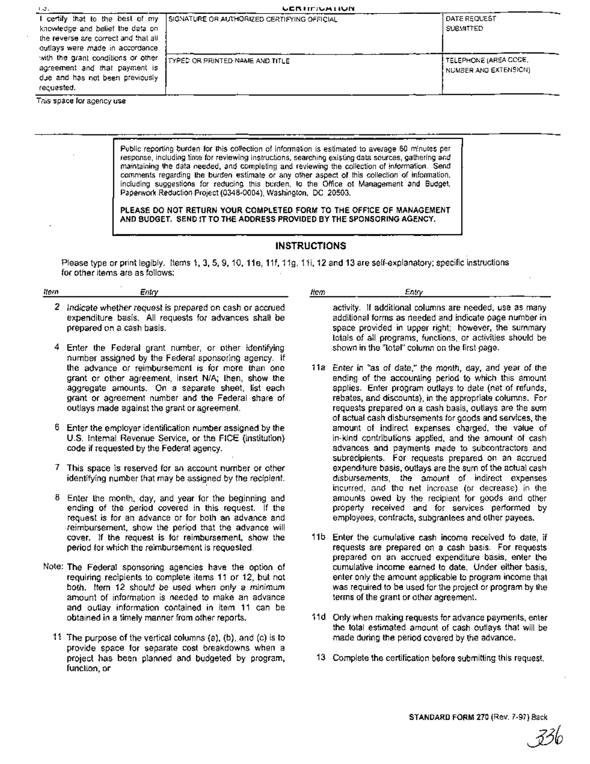| 13. | CERTIFICATION | |
|---|---|---|
| I certify that to the best of my knowledge and belief the data on the reverse are correct and that all outlays were made in accordance with the grant conditions or other agreement and that payment is due and has not been previously requested. | SIGNATURE OR AUTHORIZED CERTIFYING OFFICIAL | DATE REQUEST SUBMITTED |
| | TYPED OR PRINTED NAME AND TITLE | TELEPHONE (AREA CODE, NUMBER AND EXTENSION) |

This space for agency use

Public reporting burden for this collection of information is estimated to average 60 minutes per response, including time for reviewing instructions, searching existing data sources, gathering and maintaining the data needed, and completing and reviewing the collection of information. Send comments regarding the burden estimate or any other aspect of this collection of information, including suggestions for reducing this burden, to the Office of Management and Budget, Paperwork Reduction Project (0348-0004), Washington, DC 20503.

**PLEASE DO NOT RETURN YOUR COMPLETED FORM TO THE OFFICE OF MANAGEMENT AND BUDGET. SEND IT TO THE ADDRESS PROVIDED BY THE SPONSORING AGENCY.**

## INSTRUCTIONS

Please type or print legibly. Items 1, 3, 5, 9, 10, 11e, 11f, 11g, 11i, 12 and 13 are self-explanatory; specific instructions for other items are as follows:

| *Item* | *Entry* |
|---|---|
| 2 | Indicate whether request is prepared on cash or accrued expenditure basis. All requests for advances shall be prepared on a cash basis. |
| 4 | Enter the Federal grant number, or other identifying number assigned by the Federal sponsoring agency. If the advance or reimbursement is for more than one grant or other agreement, insert N/A; then, show the aggregate amounts. On a separate sheet, list each grant or agreement number and the Federal share of outlays made against the grant or agreement. |
| 6 | Enter the employer identification number assigned by the U.S. Internal Revenue Service, or the FICE (institution) code if requested by the Federal agency. |
| 7 | This space is reserved for an account number or other identifying number that may be assigned by the recipient. |
| 8 | Enter the month, day, and year for the beginning and ending of the period covered in this request. If the request is for an advance or for both an advance and reimbursement, show the period that the advance will cover. If the request is for reimbursement, show the period for which the reimbursement is requested. |
| Note: | The Federal sponsoring agencies have the option of requiring recipients to complete items 11 or 12, but not both. Item 12 should be used when only a minimum amount of information is needed to make an advance and outlay information contained in item 11 can be obtained in a timely manner from other reports. |
| 11 | The purpose of the vertical columns (a), (b), and (c) is to provide space for separate cost breakdowns when a project has been planned and budgeted by program, function, or activity. If additional columns are needed, use as many additional forms as needed and indicate page number in space provided in upper right; however, the summary totals of all programs, functions, or activities should be shown in the "total" column on the first page. |
| 11a | Enter in "as of date," the month, day, and year of the ending of the accounting period to which this amount applies. Enter program outlays to date (net of refunds, rebates, and discounts), in the appropriate columns. For requests prepared on a cash basis, outlays are the sum of actual cash disbursements for goods and services, the amount of indirect expenses charged, the value of in-kind contributions applied, and the amount of cash advances and payments made to subcontractors and subrecipients. For requests prepared on an accrued expenditure basis, outlays are the sum of the actual cash disbursements, the amount of indirect expenses incurred, and the net increase (or decrease) in the amounts owed by the recipient for goods and other property received and for services performed by employees, contracts, subgrantees and other payees. |
| 11b | Enter the cumulative cash income received to date, if requests are prepared on a cash basis. For requests prepared on an accrued expenditure basis, enter the cumulative income earned to date. Under either basis, enter only the amount applicable to program income that was required to be used for the project or program by the terms of the grant or other agreement. |
| 11d | Only when making requests for advance payments, enter the total estimated amount of cash outlays that will be made during the period covered by the advance. |
| 13 | Complete the certification before submitting this request. |

**STANDARD FORM 270** (Rev. 7-97) Back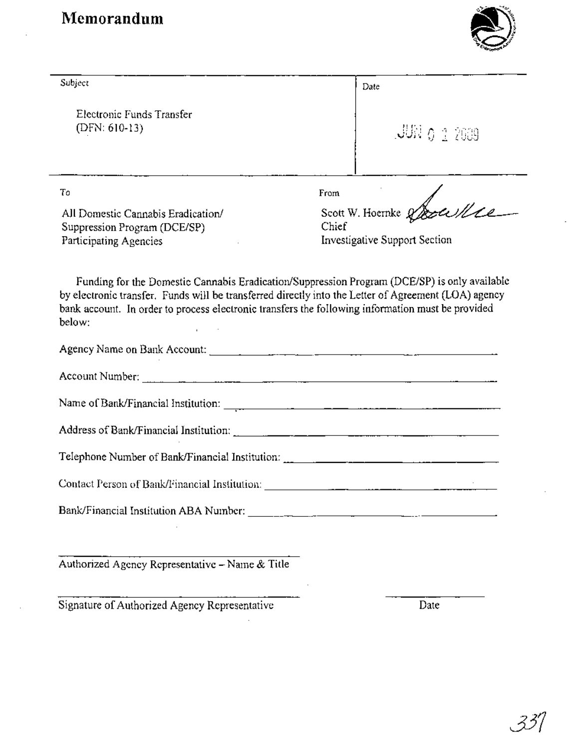# Memorandum

| Subject | Date |
| --- | --- |
| Electronic Funds Transfer (DFN: 610-13) | JUN 0 1 2009 |

| To | From |
| --- | --- |
| All Domestic Cannabis Eradication/ Suppression Program (DCE/SP) Participating Agencies | Scott W. Hoernke Chief Investigative Support Section |

Funding for the Domestic Cannabis Eradication/Suppression Program (DCE/SP) is only available by electronic transfer. Funds will be transferred directly into the Letter of Agreement (LOA) agency bank account. In order to process electronic transfers the following information must be provided below:

Agency Name on Bank Account: ______________________________

Account Number: ______________________________

Name of Bank/Financial Institution: ______________________________

Address of Bank/Financial Institution: ______________________________

Telephone Number of Bank/Financial Institution: ______________________________

Contact Person of Bank/Financial Institution: ______________________________

Bank/Financial Institution ABA Number: ______________________________

______________________________
Authorized Agency Representative – Name & Title

______________________________ ______________
Signature of Authorized Agency Representative Date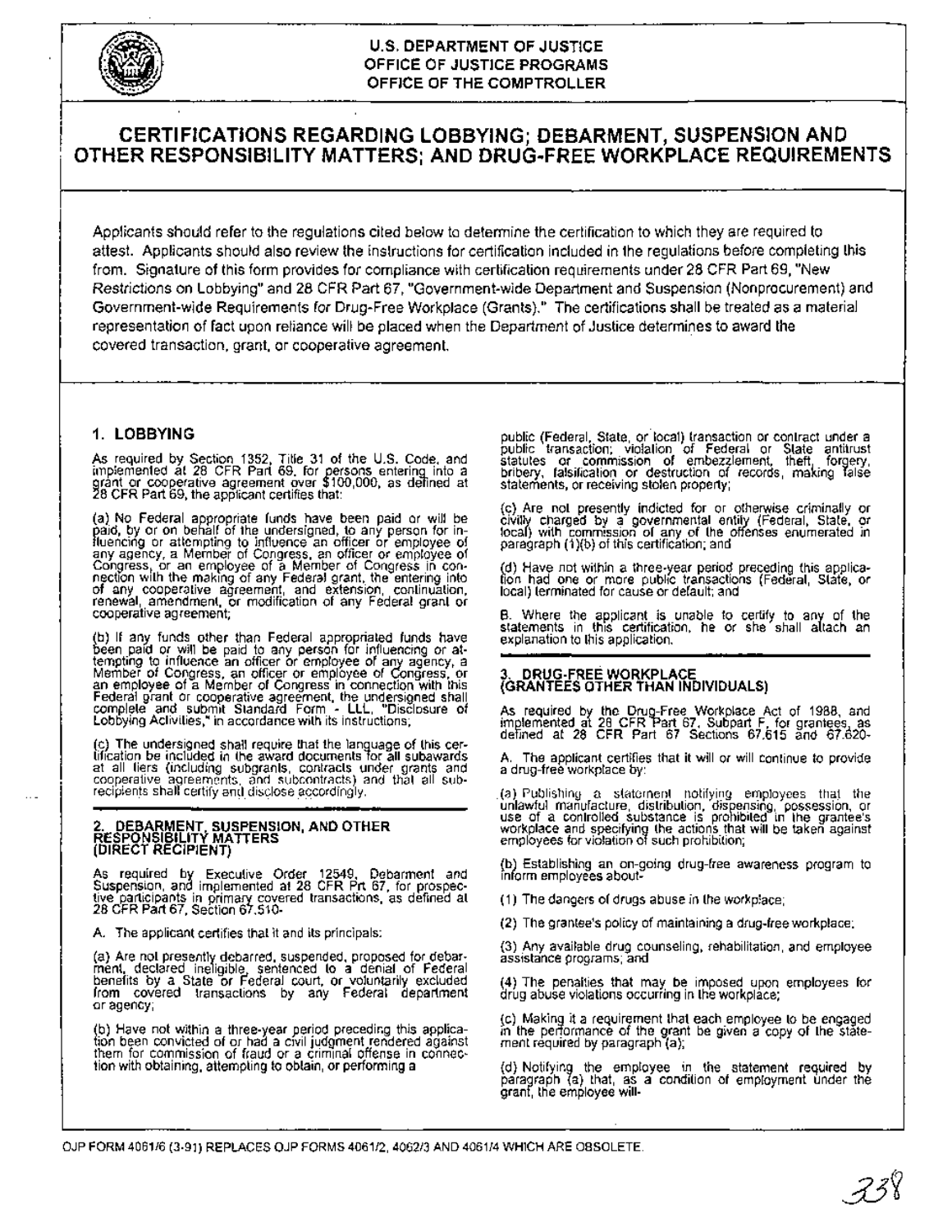U.S. DEPARTMENT OF JUSTICE
OFFICE OF JUSTICE PROGRAMS
OFFICE OF THE COMPTROLLER

# CERTIFICATIONS REGARDING LOBBYING; DEBARMENT, SUSPENSION AND OTHER RESPONSIBILITY MATTERS; AND DRUG-FREE WORKPLACE REQUIREMENTS

Applicants should refer to the regulations cited below to determine the certification to which they are required to attest. Applicants should also review the instructions for certification included in the regulations before completing this from. Signature of this form provides for compliance with certification requirements under 28 CFR Part 69, "New Restrictions on Lobbying" and 28 CFR Part 67, "Government-wide Department and Suspension (Nonprocurement) and Government-wide Requirements for Drug-Free Workplace (Grants)." The certifications shall be treated as a material representation of fact upon reliance will be placed when the Department of Justice determines to award the covered transaction, grant, or cooperative agreement.

## 1. LOBBYING

As required by Section 1352, Title 31 of the U.S. Code, and implemented at 28 CFR Part 69, for persons entering into a grant or cooperative agreement over $100,000, as defined at 28 CFR Part 69, the applicant certifies that:

(a) No Federal appropriate funds have been paid or will be paid, by or on behalf of the undersigned, to any person for influencing or attempting to influence an officer or employee of any agency, a Member of Congress, an officer or employee of Congress, or an employee of a Member of Congress in connection with the making of any Federal grant, the entering into of any cooperative agreement, and extension, continuation, renewal, amendment, or modification of any Federal grant or cooperative agreement;

(b) If any funds other than Federal appropriated funds have been paid or will be paid to any person for influencing or attempting to influence an officer or employee of any agency, a Member of Congress, an officer or employee of Congress, or an employee of a Member of Congress in connection with this Federal grant or cooperative agreement, the undersigned shall complete and submit Standard Form - LLL, "Disclosure of Lobbying Activities," in accordance with its instructions;

(c) The undersigned shall require that the language of this certification be included in the award documents for all subawards at all tiers (including subgrants, contracts under grants and cooperative agreements, and subcontracts) and that all subrecipients shall certify and disclose accordingly.

## 2. DEBARMENT, SUSPENSION, AND OTHER RESPONSIBILITY MATTERS (DIRECT RECIPIENT)

As required by Executive Order 12549, Debarment and Suspension, and implemented at 28 CFR Prt 67, for prospective participants in primary covered transactions, as defined at 28 CFR Part 67, Section 67.510-

A. The applicant certifies that it and its principals:

(a) Are not presently debarred, suspended, proposed for debarment, declared ineligible, sentenced to a denial of Federal benefits by a State or Federal court, or voluntarily excluded from covered transactions by any Federal department or agency;

(b) Have not within a three-year period preceding this application been convicted of or had a civil judgment rendered against them for commission of fraud or a criminal offense in connection with obtaining, attempting to obtain, or performing a public (Federal, State, or local) transaction or contract under a public transaction; violation of Federal or State antitrust statutes or commission of embezzlement, theft, forgery, bribery, falsification or destruction of records, making false statements, or receiving stolen property;

(c) Are not presently indicted for or otherwise criminally or civilly charged by a governmental entity (Federal, State, or local) with commission of any of the offenses enumerated in paragraph (1)(b) of this certification; and

(d) Have not within a three-year period preceding this application had one or more public transactions (Federal, State, or local) terminated for cause or default; and

B. Where the applicant is unable to certify to any of the statements in this certification, he or she shall attach an explanation to this application.

## 3. DRUG-FREE WORKPLACE (GRANTEES OTHER THAN INDIVIDUALS)

As required by the Drug-Free Workplace Act of 1988, and implemented at 28 CFR Part 67, Subpart F, for grantees, as defined at 28 CFR Part 67 Sections 67.615 and 67.620-

A. The applicant certifies that it will or will continue to provide a drug-free workplace by:

(a) Publishing a statement notifying employees that the unlawful manufacture, distribution, dispensing, possession, or use of a controlled substance is prohibited in the grantee's workplace and specifying the actions that will be taken against employees for violation of such prohibition;

(b) Establishing an on-going drug-free awareness program to inform employees about-

(1) The dangers of drugs abuse in the workplace;

(2) The grantee's policy of maintaining a drug-free workplace;

(3) Any available drug counseling, rehabilitation, and employee assistance programs; and

(4) The penalties that may be imposed upon employees for drug abuse violations occurring in the workplace;

(c) Making it a requirement that each employee to be engaged in the performance of the grant be given a copy of the statement required by paragraph (a);

(d) Notifying the employee in the statement required by paragraph (a) that, as a condition of employment under the grant, the employee will-

OJP FORM 4061/6 (3-91) REPLACES OJP FORMS 4061/2, 4062/3 AND 4061/4 WHICH ARE OBSOLETE.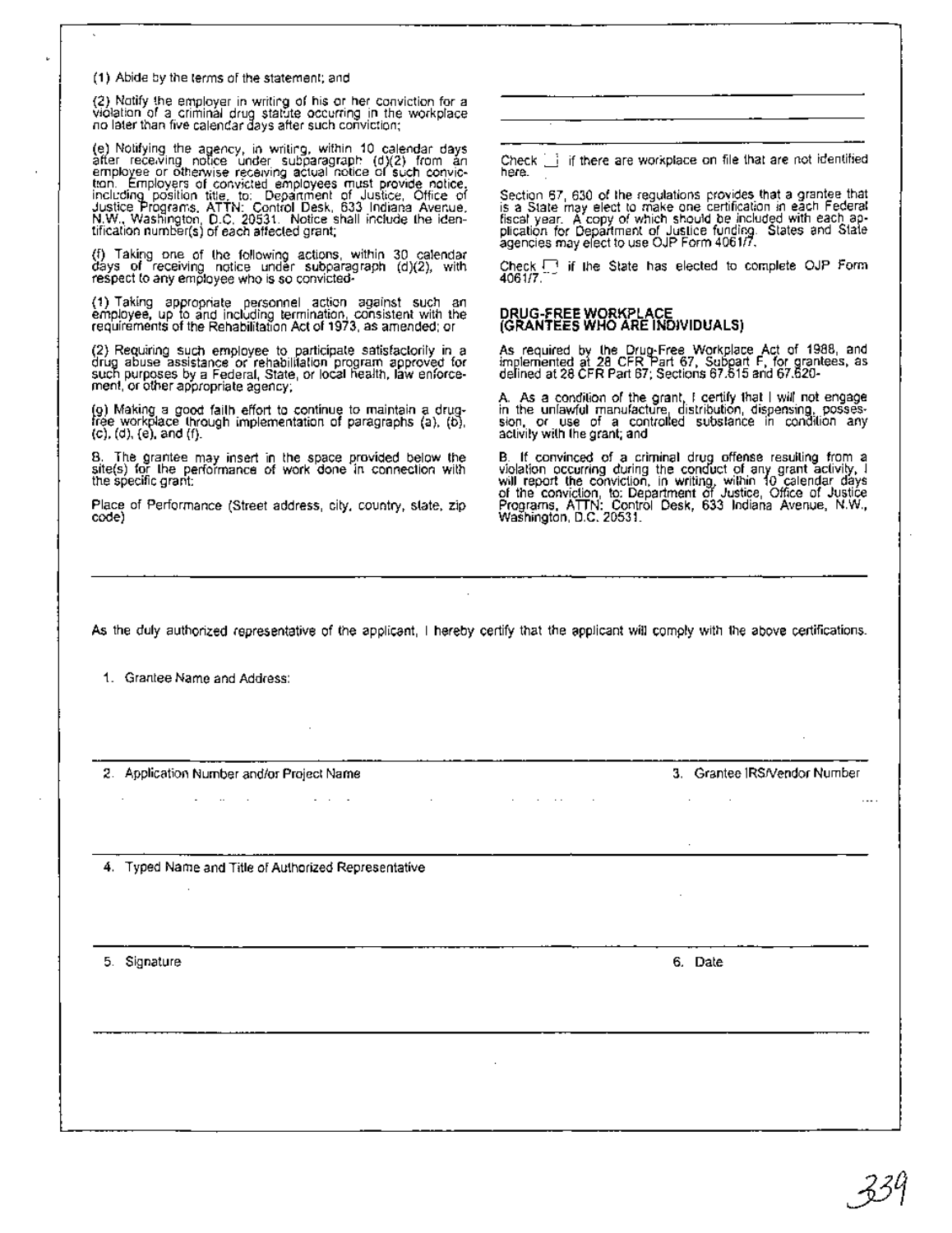(1) Abide by the terms of the statement; and

(2) Notify the employer in writing of his or her conviction for a violation of a criminal drug statute occurring in the workplace no later than five calendar days after such conviction;

(e) Notifying the agency, in writing, within 10 calendar days after receiving notice under subparagraph (d)(2) from an employee or otherwise receiving actual notice of such conviction. Employers of convicted employees must provide notice, including position title, to: Department of Justice, Office of Justice Programs, ATTN: Control Desk, 633 Indiana Avenue, N.W., Washington, D.C. 20531. Notice shall include the identification number(s) of each affected grant;

(f) Taking one of the following actions, within 30 calendar days of receiving notice under subparagraph (d)(2), with respect to any employee who is so convicted-

(1) Taking appropriate personnel action against such an employee, up to and including termination, consistent with the requirements of the Rehabilitation Act of 1973, as amended; or

(2) Requiring such employee to participate satisfactorily in a drug abuse assistance or rehabilitation program approved for such purposes by a Federal, State, or local health, law enforcement, or other appropriate agency;

(g) Making a good faith effort to continue to maintain a drug-free workplace through implementation of paragraphs (a), (b), (c), (d), (e), and (f).

B. The grantee may insert in the space provided below the site(s) for the performance of work done in connection with the specific grant:

Place of Performance (Street address, city, country, state, zip code)

Check ☐ if there are workplace on file that are not identified here.

Section 67, 630 of the regulations provides that a grantee that is a State may elect to make one certification in each Federal fiscal year. A copy of which should be included with each application for Department of Justice funding. States and State agencies may elect to use OJP Form 4061/7.

Check ☐ if the State has elected to complete OJP Form 4061/7.

## DRUG-FREE WORKPLACE (GRANTEES WHO ARE INDIVIDUALS)

As required by the Drug-Free Workplace Act of 1988, and implemented at 28 CFR Part 67, Subpart F, for grantees, as defined at 28 CFR Part 67; Sections 67.615 and 67.620-

A. As a condition of the grant, I certify that I will not engage in the unlawful manufacture, distribution, dispensing, possession, or use of a controlled substance in condition any activity with the grant; and

B. If convinced of a criminal drug offense resulting from a violation occurring during the conduct of any grant activity, I will report the conviction, in writing, within 10 calendar days of the conviction, to: Department of Justice, Office of Justice Programs, ATTN: Control Desk, 633 Indiana Avenue, N.W., Washington, D.C. 20531.

---

As the duly authorized representative of the applicant, I hereby certify that the applicant will comply with the above certifications.

1. Grantee Name and Address:

2. Application Number and/or Project Name

3. Grantee IRS/Vendor Number

4. Typed Name and Title of Authorized Representative

5. Signature

6. Date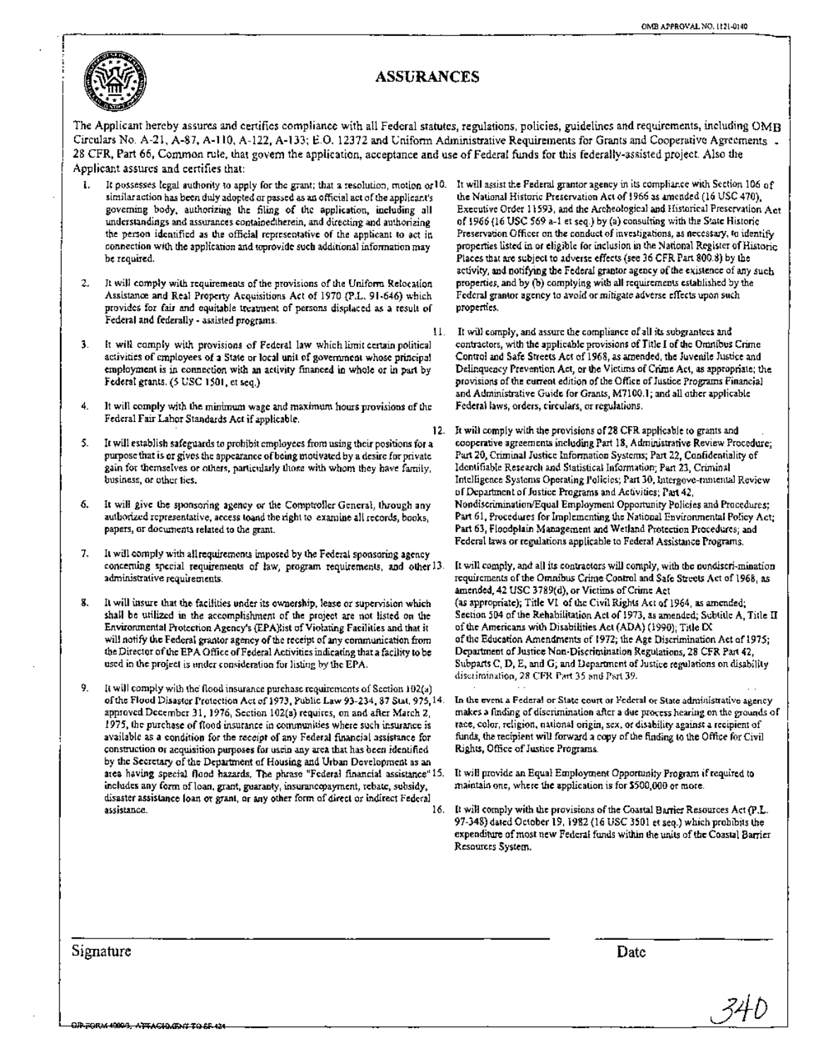OMB APPROVAL NO. 1121-0140

# ASSURANCES

The Applicant hereby assures and certifies compliance with all Federal statutes, regulations, policies, guidelines and requirements, including OMB Circulars No. A-21, A-87, A-110, A-122, A-133; E.O. 12372 and Uniform Administrative Requirements for Grants and Cooperative Agreements - 28 CFR, Part 66, Common rule, that govern the application, acceptance and use of Federal funds for this federally-assisted project. Also the Applicant assures and certifies that:

1. It possesses legal authority to apply for the grant; that a resolution, motion or similar action has been duly adopted or passed as an official act of the applicant's governing body, authorizing the filing of the application, including all understandings and assurances containedtherein, and directing and authorizing the person identified as the official representative of the applicant to act in connection with the application and toprovide such additional information may be required.

2. It will comply with requirements of the provisions of the Uniform Relocation Assistance and Real Property Acquisitions Act of 1970 (P.L. 91-646) which provides for fair and equitable treatment of persons displaced as a result of Federal and federally - assisted programs.

3. It will comply with provisions of Federal law which limit certain political activities of employees of a State or local unit of government whose principal employment is in connection with an activity financed in whole or in part by Federal grants. (5 USC 1501, et seq.)

4. It will comply with the minimum wage and maximum hours provisions of the Federal Fair Labor Standards Act if applicable.

5. It will establish safeguards to prohibit employees from using their positions for a purpose that is or gives the appearance of being motivated by a desire for private gain for themselves or others, particularly those with whom they have family, business, or other ties.

6. It will give the sponsoring agency or the Comptroller General, through any authorized representative, access toand the right to examine all records, books, papers, or documents related to the grant.

7. It will comply with allrequirements imposed by the Federal sponsoring agency concerning special requirements of law, program requirements, and other administrative requirements.

8. It will insure that the facilities under its ownership, lease or supervision which shall be utilized in the accomplishment of the project are not listed on the Environmental Protection Agency's (EPA)list of Violating Facilities and that it will notify the Federal grantor agency of the receipt of any communication from the Director of the EPA Office of Federal Activities indicating that a facility to be used in the project is under consideration for listing by the EPA.

9. It will comply with the flood insurance purchase requirements of Section 102(a) of the Flood Disaster Protection Act of 1973, Public Law 93-234, 87 Stat. 975, approved December 31, 1976, Section 102(a) requires, on and after March 2, 1975, the purchase of flood insurance in communities where such insurance is available as a condition for the receipt of any Federal financial assistance for construction or acquisition purposes for usein any area that has been identified by the Secretary of the Department of Housing and Urban Development as an area having special flood hazards. The phrase "Federal financial assistance" includes any form of loan, grant, guaranty, insurancepayment, rebate, subsidy, disaster assistance loan or grant, or any other form of direct or indirect Federal assistance.

10. It will assist the Federal grantor agency in its compliance with Section 106 of the National Historic Preservation Act of 1966 as amended (16 USC 470), Executive Order 11593, and the Archeological and Historical Preservation Act of 1966 (16 USC 569 a-1 et seq.) by (a) consulting with the State Historic Preservation Officer on the conduct of investigations, as necessary, to identify properties listed in or eligible for inclusion in the National Register of Historic Places that are subject to adverse effects (see 36 CFR Part 800.8) by the activity, and notifying the Federal grantor agency of the existence of any such properties, and by (b) complying with all requirements established by the Federal grantor agency to avoid or mitigate adverse effects upon such properties.

11. It will comply, and assure the compliance of all its subgrantees and contractors, with the applicable provisions of Title I of the Omnibus Crime Control and Safe Streets Act of 1968, as amended, the Juvenile Justice and Delinquency Prevention Act, or the Victims of Crime Act, as appropriate; the provisions of the current edition of the Office of Justice Programs Financial and Administrative Guide for Grants, M7100.1; and all other applicable Federal laws, orders, circulars, or regulations.

12. It will comply with the provisions of 28 CFR applicable to grants and cooperative agreements including Part 18, Administrative Review Procedure; Part 20, Criminal Justice Information Systems; Part 22, Confidentiality of Identifiable Research and Statistical Information; Part 23, Criminal Intelligence Systems Operating Policies; Part 30, Intergove-rnmental Review of Department of Justice Programs and Activities; Part 42, Nondiscrimination/Equal Employment Opportunity Policies and Procedures; Part 61, Procedures for Implementing the National Environmental Policy Act; Part 63, Floodplain Management and Wetland Protection Procedures; and Federal laws or regulations applicable to Federal Assistance Programs.

13. It will comply, and all its contractors will comply, with the nondiscri-mination requirements of the Omnibus Crime Control and Safe Streets Act of 1968, as amended, 42 USC 3789(d), or Victims of Crime Act (as appropriate); Title VI of the Civil Rights Act of 1964, as amended; Section 504 of the Rehabilitation Act of 1973, as amended; Subtitle A, Title II of the Americans with Disabilities Act (ADA) (1990); Title IX of the Education Amendments of 1972; the Age Discrimination Act of 1975; Department of Justice Non-Discrimination Regulations, 28 CFR Part 42, Subparts C, D, E, and G; and Department of Justice regulations on disability discrimination, 28 CFR Part 35 and Part 39.

14. In the event a Federal or State court or Federal or State administrative agency makes a finding of discrimination after a due process hearing on the grounds of race, color, religion, national origin, sex, or disability against a recipient of funds, the recipient will forward a copy of the finding to the Office for Civil Rights, Office of Justice Programs.

15. It will provide an Equal Employment Opportunity Program if required to maintain one, where the application is for $500,000 or more.

16. It will comply with the provisions of the Coastal Barrier Resources Act (P.L. 97-348) dated October 19, 1982 (16 USC 3501 et seq.) which prohibits the expenditure of most new Federal funds within the units of the Coastal Barrier Resources System.

Signature ____________________ Date ____________

OJP FORM 4000/3, ATTACHMENT TO SF-424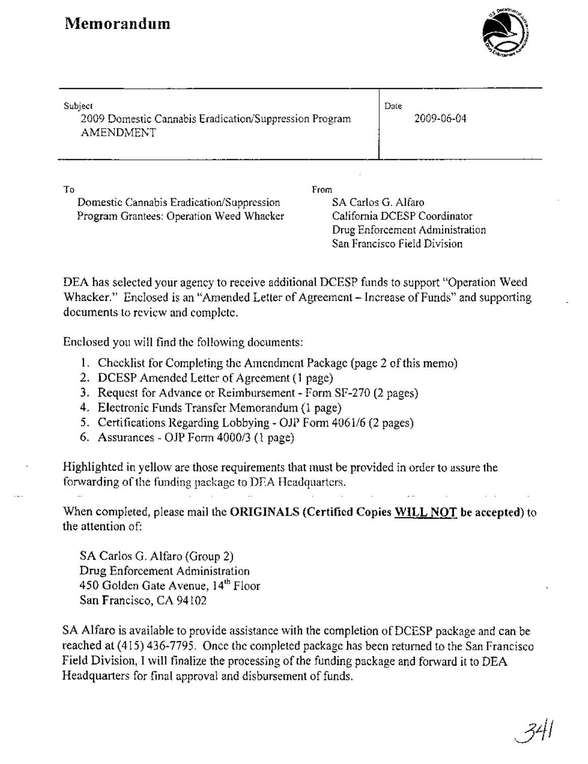# Memorandum

| Subject | Date |
|---|---|
| 2009 Domestic Cannabis Eradication/Suppression Program AMENDMENT | 2009-06-04 |

| To | From |
|---|---|
| Domestic Cannabis Eradication/Suppression Program Grantees: Operation Weed Whacker | SA Carlos G. Alfaro<br>California DCESP Coordinator<br>Drug Enforcement Administration<br>San Francisco Field Division |

DEA has selected your agency to receive additional DCESP funds to support "Operation Weed Whacker." Enclosed is an "Amended Letter of Agreement – Increase of Funds" and supporting documents to review and complete.

Enclosed you will find the following documents:

1. Checklist for Completing the Amendment Package (page 2 of this memo)
2. DCESP Amended Letter of Agreement (1 page)
3. Request for Advance or Reimbursement - Form SF-270 (2 pages)
4. Electronic Funds Transfer Memorandum (1 page)
5. Certifications Regarding Lobbying - OJP Form 4061/6 (2 pages)
6. Assurances - OJP Form 4000/3 (1 page)

Highlighted in yellow are those requirements that must be provided in order to assure the forwarding of the funding package to DEA Headquarters.

When completed, please mail the **ORIGINALS (Certified Copies <u>WILL NOT</u> be accepted)** to the attention of:

SA Carlos G. Alfaro (Group 2)
Drug Enforcement Administration
450 Golden Gate Avenue, 14th Floor
San Francisco, CA 94102

SA Alfaro is available to provide assistance with the completion of DCESP package and can be reached at (415) 436-7795. Once the completed package has been returned to the San Francisco Field Division, I will finalize the processing of the funding package and forward it to DEA Headquarters for final approval and disbursement of funds.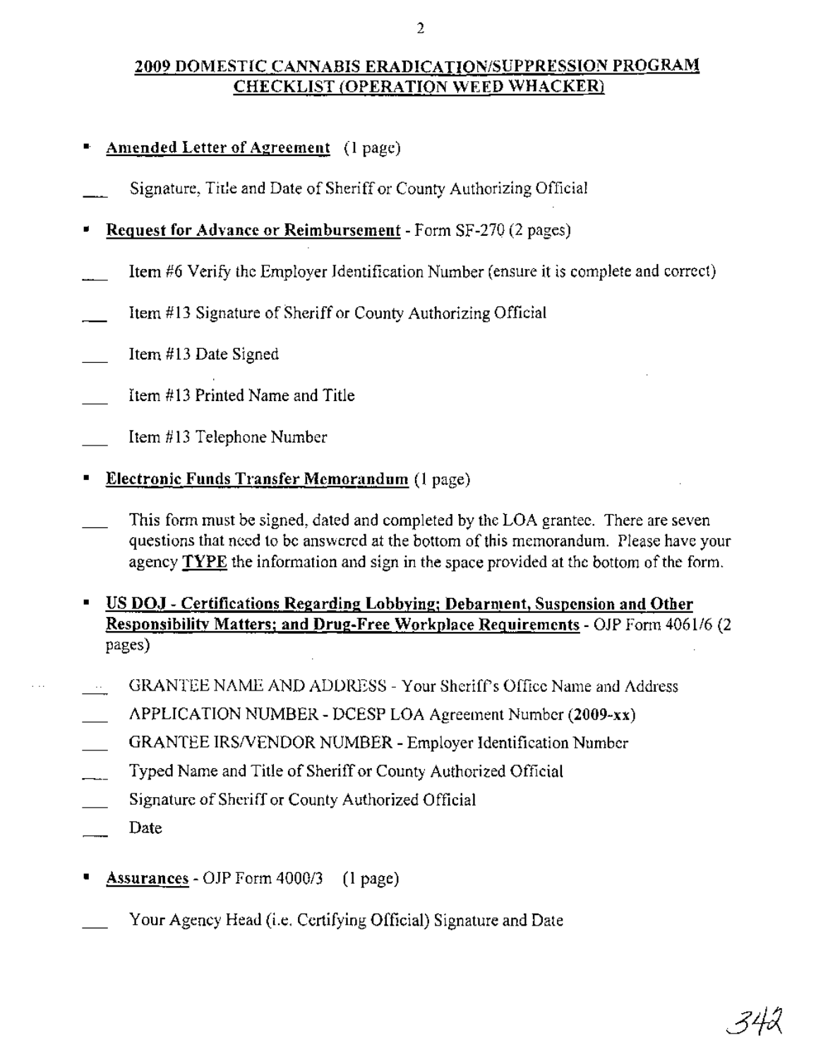## 2009 DOMESTIC CANNABIS ERADICATION/SUPPRESSION PROGRAM CHECKLIST (OPERATION WEED WHACKER)

- **Amended Letter of Agreement** (1 page)

___ Signature, Title and Date of Sheriff or County Authorizing Official

- **Request for Advance or Reimbursement** - Form SF-270 (2 pages)

___ Item #6 Verify the Employer Identification Number (ensure it is complete and correct)

___ Item #13 Signature of Sheriff or County Authorizing Official

___ Item #13 Date Signed

___ Item #13 Printed Name and Title

___ Item #13 Telephone Number

- **Electronic Funds Transfer Memorandum** (1 page)

___ This form must be signed, dated and completed by the LOA grantee. There are seven questions that need to be answered at the bottom of this memorandum. Please have your agency **TYPE** the information and sign in the space provided at the bottom of the form.

- **US DOJ - Certifications Regarding Lobbying; Debarment, Suspension and Other Responsibility Matters; and Drug-Free Workplace Requirements** - OJP Form 4061/6 (2 pages)

___ GRANTEE NAME AND ADDRESS - Your Sheriff's Office Name and Address
___ APPLICATION NUMBER - DCESP LOA Agreement Number (**2009-xx**)
___ GRANTEE IRS/VENDOR NUMBER - Employer Identification Number
___ Typed Name and Title of Sheriff or County Authorized Official
___ Signature of Sheriff or County Authorized Official
___ Date

- **Assurances** - OJP Form 4000/3 (1 page)

___ Your Agency Head (i.e. Certifying Official) Signature and Date

342